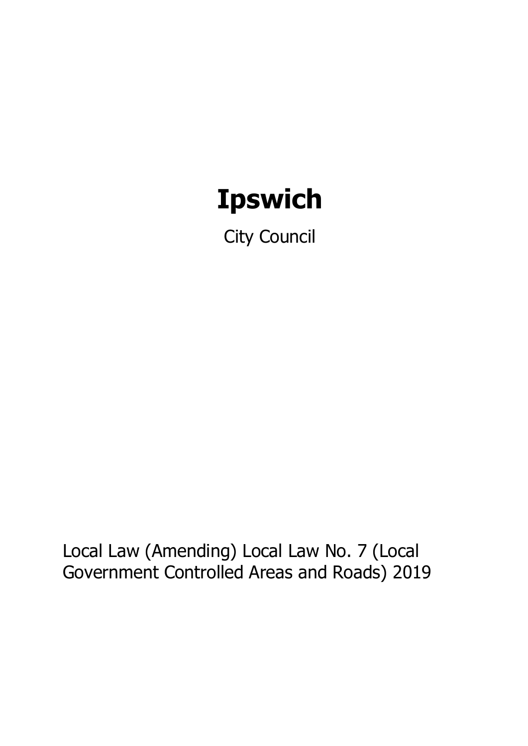# Ipswich

City Council

Local Law (Amending) Local Law No. 7 (Local Government Controlled Areas and Roads) 2019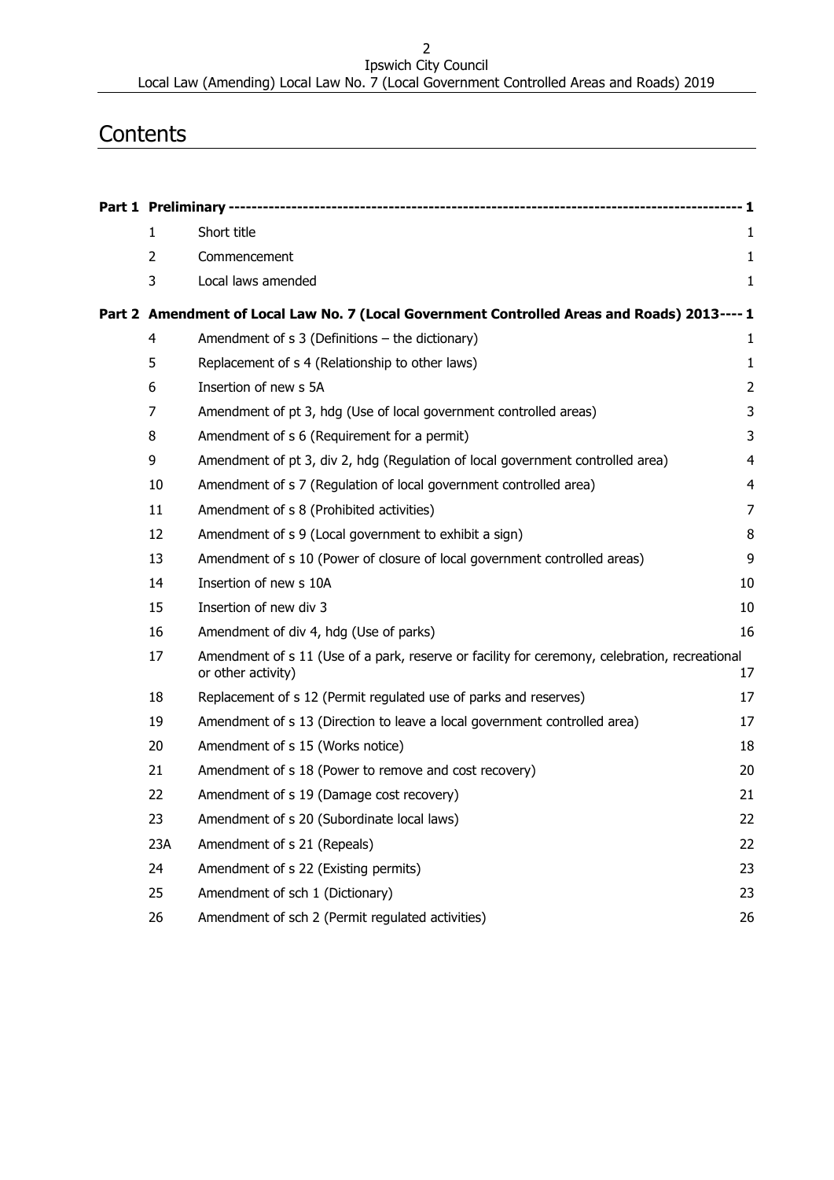# Contents

| | | | |
|---|---|---|---|
| **Part 1** | **Preliminary** | | **1** |
| | 1 | Short title | 1 |
| | 2 | Commencement | 1 |
| | 3 | Local laws amended | 1 |
| **Part 2** | **Amendment of Local Law No. 7 (Local Government Controlled Areas and Roads) 2013** | | **1** |
| | 4 | Amendment of s 3 (Definitions – the dictionary) | 1 |
| | 5 | Replacement of s 4 (Relationship to other laws) | 1 |
| | 6 | Insertion of new s 5A | 2 |
| | 7 | Amendment of pt 3, hdg (Use of local government controlled areas) | 3 |
| | 8 | Amendment of s 6 (Requirement for a permit) | 3 |
| | 9 | Amendment of pt 3, div 2, hdg (Regulation of local government controlled area) | 4 |
| | 10 | Amendment of s 7 (Regulation of local government controlled area) | 4 |
| | 11 | Amendment of s 8 (Prohibited activities) | 7 |
| | 12 | Amendment of s 9 (Local government to exhibit a sign) | 8 |
| | 13 | Amendment of s 10 (Power of closure of local government controlled areas) | 9 |
| | 14 | Insertion of new s 10A | 10 |
| | 15 | Insertion of new div 3 | 10 |
| | 16 | Amendment of div 4, hdg (Use of parks) | 16 |
| | 17 | Amendment of s 11 (Use of a park, reserve or facility for ceremony, celebration, recreational or other activity) | 17 |
| | 18 | Replacement of s 12 (Permit regulated use of parks and reserves) | 17 |
| | 19 | Amendment of s 13 (Direction to leave a local government controlled area) | 17 |
| | 20 | Amendment of s 15 (Works notice) | 18 |
| | 21 | Amendment of s 18 (Power to remove and cost recovery) | 20 |
| | 22 | Amendment of s 19 (Damage cost recovery) | 21 |
| | 23 | Amendment of s 20 (Subordinate local laws) | 22 |
| | 23A | Amendment of s 21 (Repeals) | 22 |
| | 24 | Amendment of s 22 (Existing permits) | 23 |
| | 25 | Amendment of sch 1 (Dictionary) | 23 |
| | 26 | Amendment of sch 2 (Permit regulated activities) | 26 |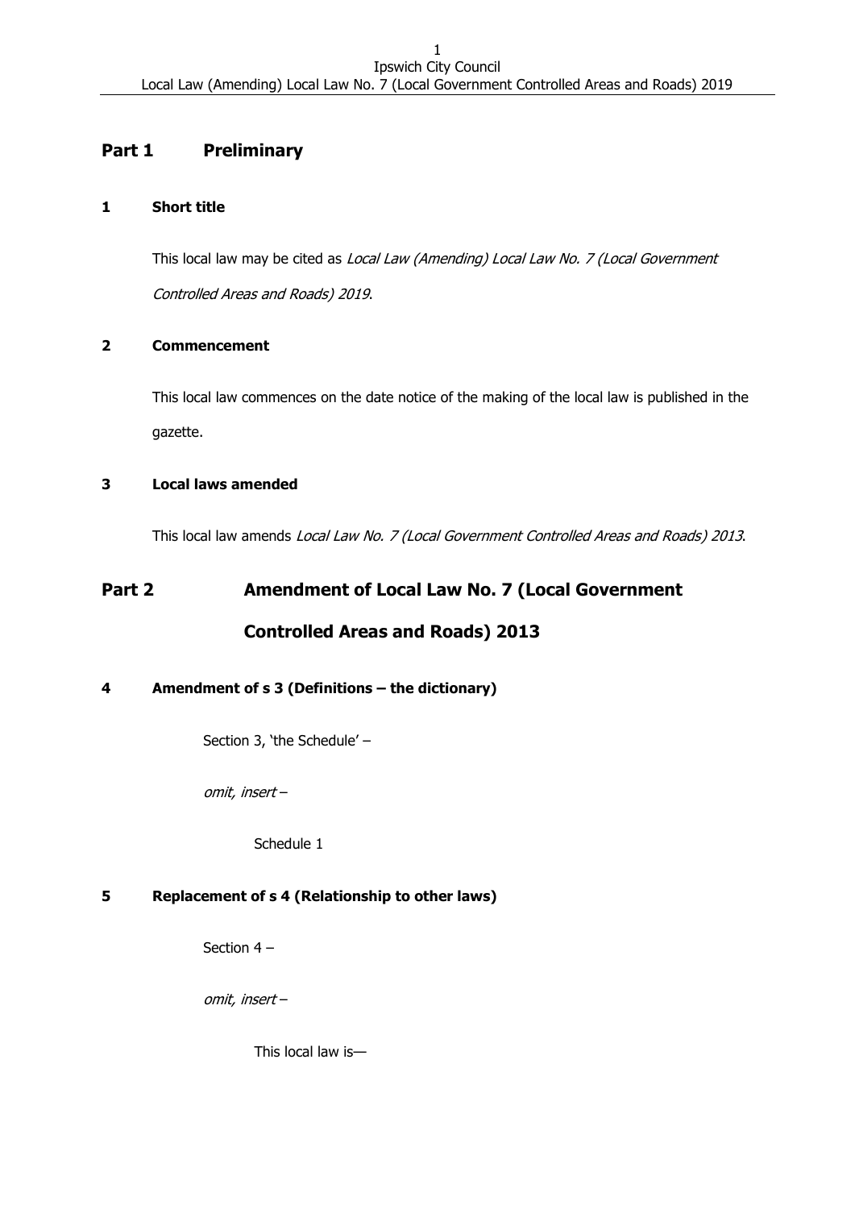## Part 1 Preliminary

### 1 Short title

This local law may be cited as *Local Law (Amending) Local Law No. 7 (Local Government Controlled Areas and Roads) 2019*.

### 2 Commencement

This local law commences on the date notice of the making of the local law is published in the gazette.

### 3 Local laws amended

This local law amends *Local Law No. 7 (Local Government Controlled Areas and Roads) 2013*.

## Part 2 Amendment of Local Law No. 7 (Local Government Controlled Areas and Roads) 2013

### 4 Amendment of s 3 (Definitions – the dictionary)

Section 3, 'the Schedule' –

*omit, insert* –

Schedule 1

### 5 Replacement of s 4 (Relationship to other laws)

Section 4 –

*omit, insert* –

This local law is—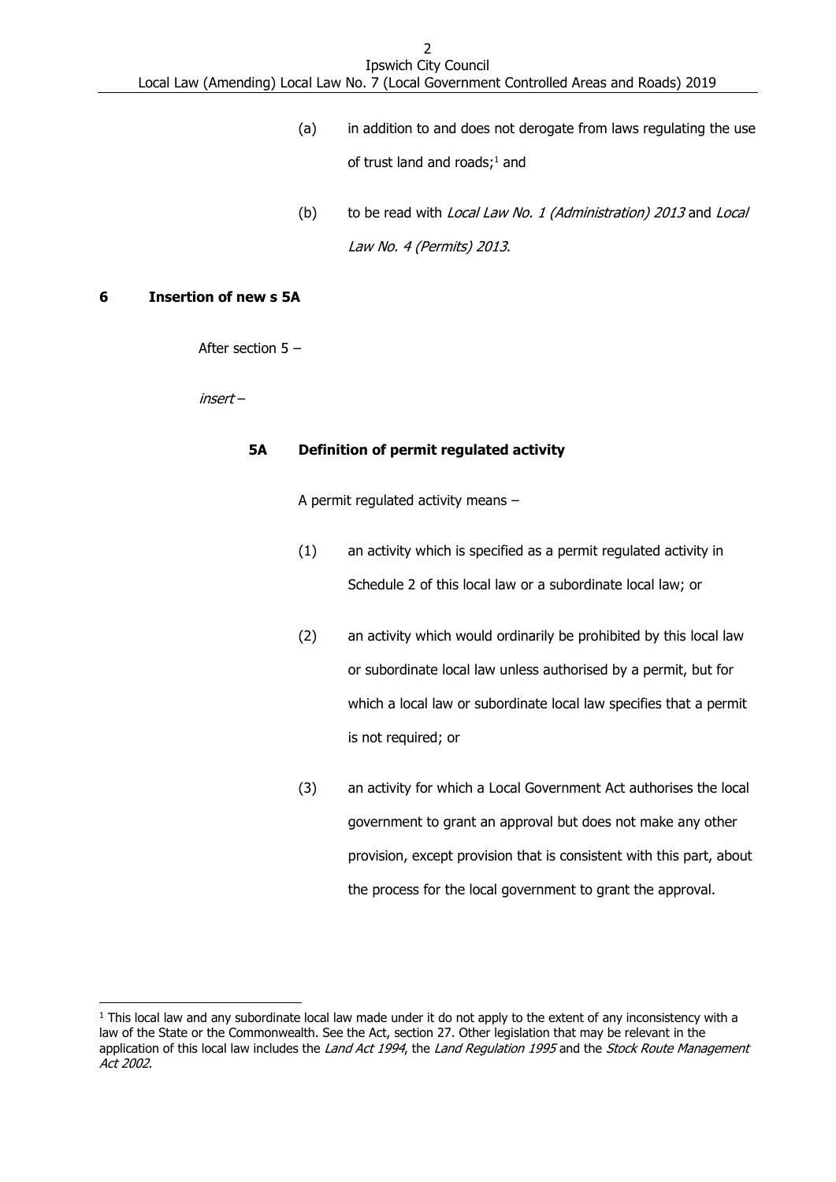(a) in addition to and does not derogate from laws regulating the use of trust land and roads;[1] and

(b) to be read with *Local Law No. 1 (Administration) 2013* and *Local Law No. 4 (Permits) 2013*.

**6 Insertion of new s 5A**

After section 5 –

*insert* –

**5A Definition of permit regulated activity**

A permit regulated activity means –

(1) an activity which is specified as a permit regulated activity in Schedule 2 of this local law or a subordinate local law; or

(2) an activity which would ordinarily be prohibited by this local law or subordinate local law unless authorised by a permit, but for which a local law or subordinate local law specifies that a permit is not required; or

(3) an activity for which a Local Government Act authorises the local government to grant an approval but does not make any other provision, except provision that is consistent with this part, about the process for the local government to grant the approval.

---

[1] This local law and any subordinate local law made under it do not apply to the extent of any inconsistency with a law of the State or the Commonwealth. See the Act, section 27. Other legislation that may be relevant in the application of this local law includes the *Land Act 1994*, the *Land Regulation 1995* and the *Stock Route Management Act 2002*.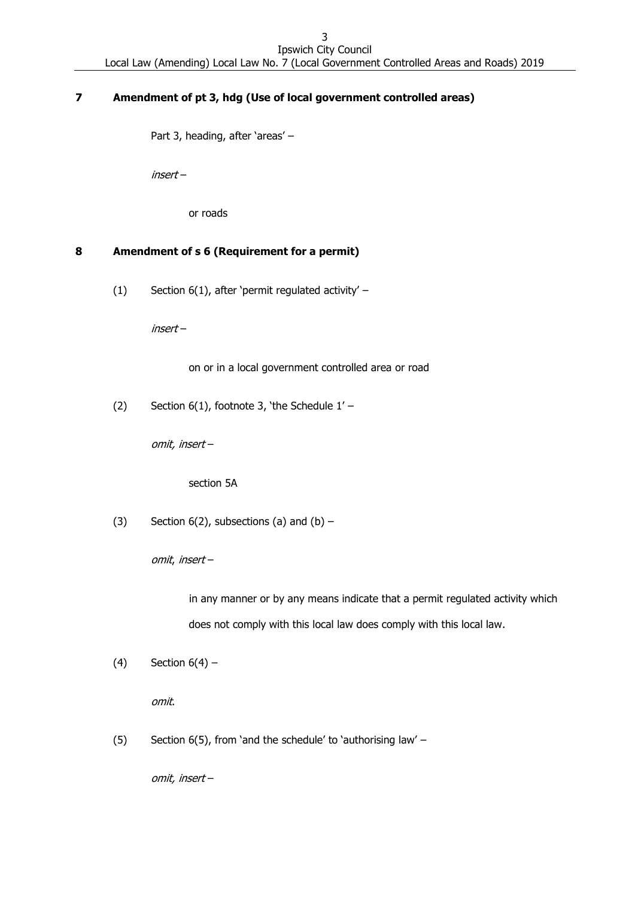## 7 Amendment of pt 3, hdg (Use of local government controlled areas)

Part 3, heading, after 'areas' –

*insert* –

or roads

## 8 Amendment of s 6 (Requirement for a permit)

(1) Section 6(1), after 'permit regulated activity' –

*insert* –

on or in a local government controlled area or road

(2) Section 6(1), footnote 3, 'the Schedule 1' –

*omit, insert* –

section 5A

(3) Section 6(2), subsections (a) and (b) –

*omit*, *insert* –

in any manner or by any means indicate that a permit regulated activity which does not comply with this local law does comply with this local law.

(4) Section 6(4) –

*omit*.

(5) Section 6(5), from 'and the schedule' to 'authorising law' –

*omit, insert* –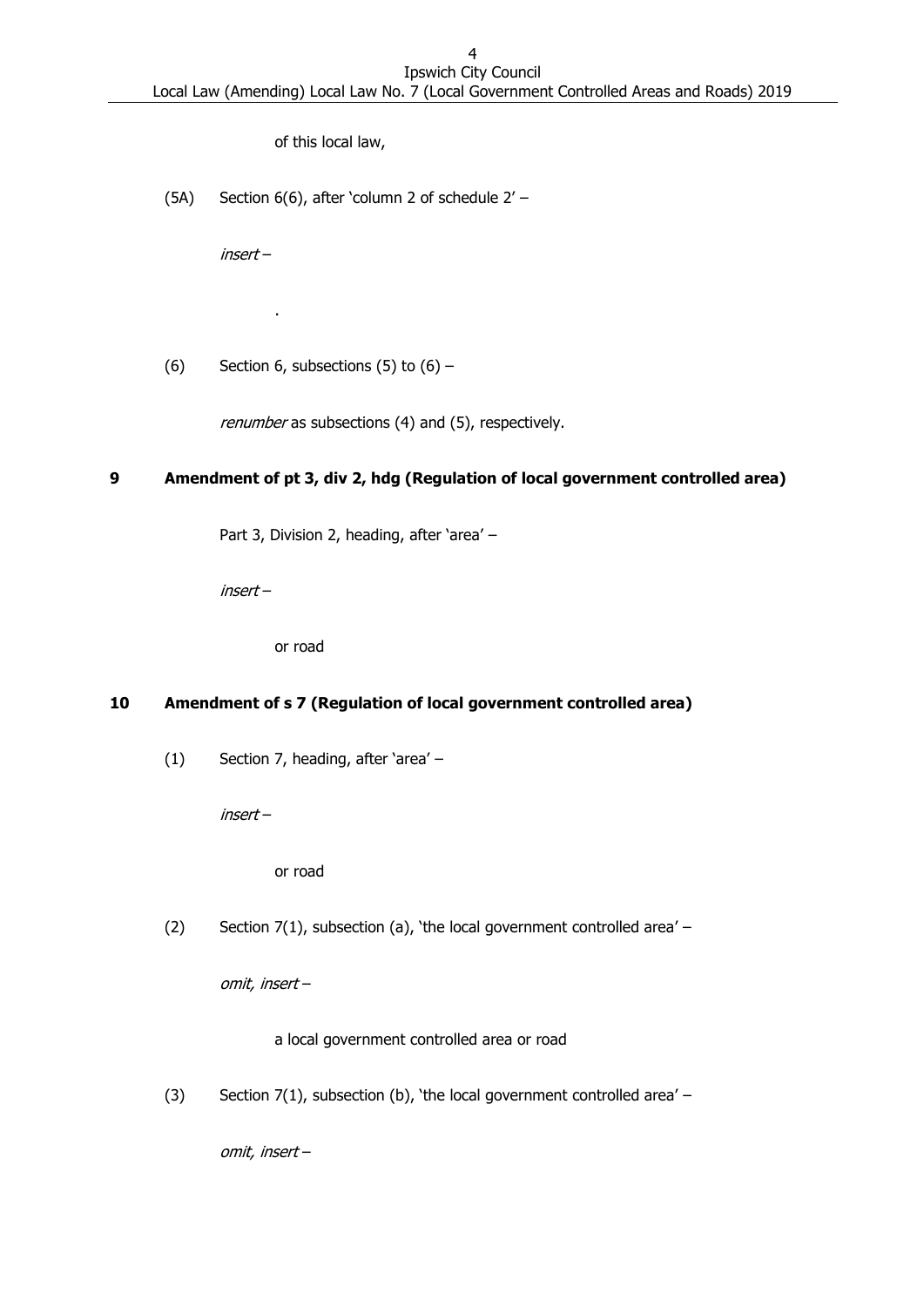of this local law,

(5A) Section 6(6), after 'column 2 of schedule 2' –

*insert* –

.

(6) Section 6, subsections (5) to (6) –

*renumber* as subsections (4) and (5), respectively.

### 9 Amendment of pt 3, div 2, hdg (Regulation of local government controlled area)

Part 3, Division 2, heading, after 'area' –

*insert* –

or road

### 10 Amendment of s 7 (Regulation of local government controlled area)

(1) Section 7, heading, after 'area' –

*insert* –

or road

(2) Section 7(1), subsection (a), 'the local government controlled area' –

*omit, insert* –

a local government controlled area or road

(3) Section 7(1), subsection (b), 'the local government controlled area' –

*omit, insert* –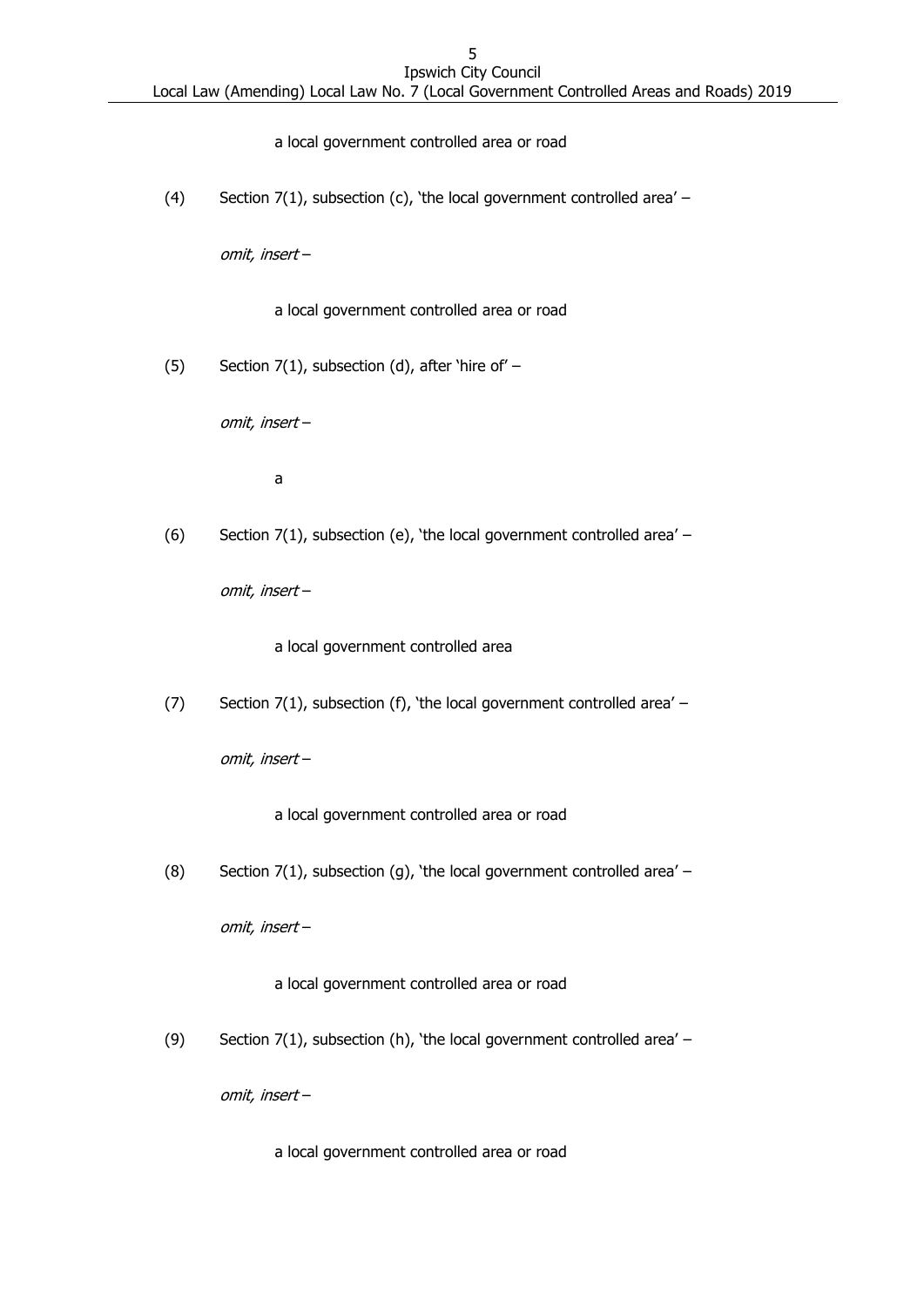a local government controlled area or road

(4) Section 7(1), subsection (c), 'the local government controlled area' –

*omit, insert* –

a local government controlled area or road

(5) Section 7(1), subsection (d), after 'hire of' –

*omit, insert* –

a

(6) Section 7(1), subsection (e), 'the local government controlled area' –

*omit, insert* –

a local government controlled area

(7) Section 7(1), subsection (f), 'the local government controlled area' –

*omit, insert* –

a local government controlled area or road

(8) Section 7(1), subsection (g), 'the local government controlled area' –

*omit, insert* –

a local government controlled area or road

(9) Section 7(1), subsection (h), 'the local government controlled area' –

*omit, insert* –

a local government controlled area or road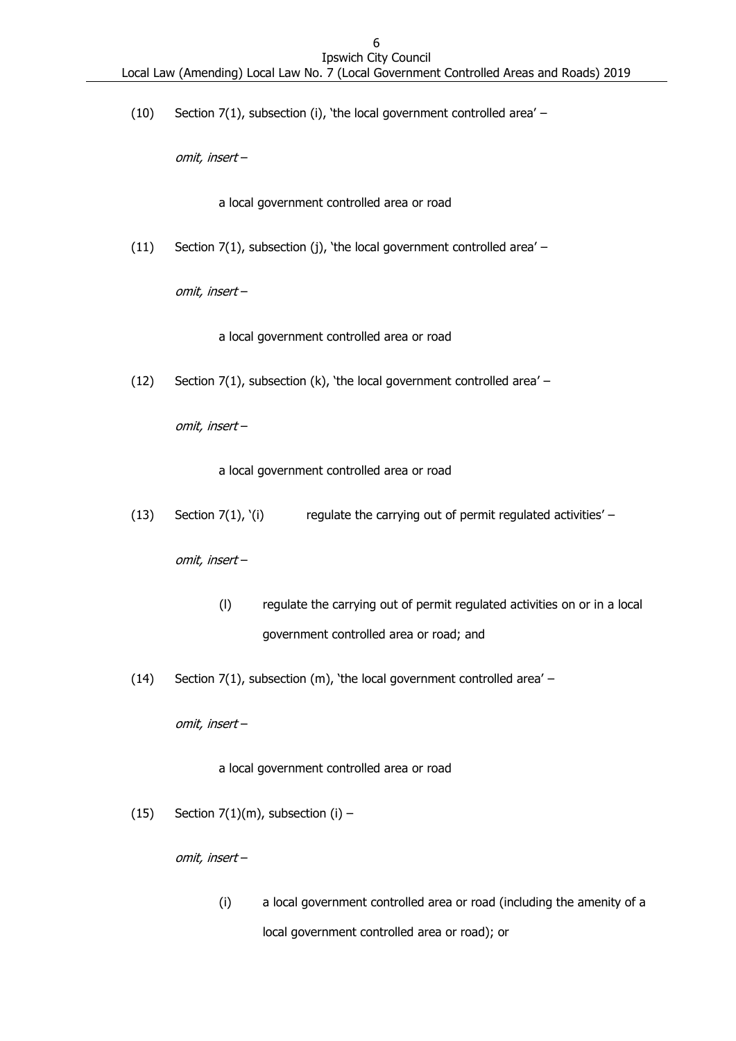(10) Section 7(1), subsection (i), 'the local government controlled area' –

*omit, insert* –

a local government controlled area or road

(11) Section 7(1), subsection (j), 'the local government controlled area' –

*omit, insert* –

a local government controlled area or road

(12) Section 7(1), subsection (k), 'the local government controlled area' –

*omit, insert* –

a local government controlled area or road

(13) Section 7(1), '(i) regulate the carrying out of permit regulated activities' –

*omit, insert* –

(l) regulate the carrying out of permit regulated activities on or in a local government controlled area or road; and

(14) Section 7(1), subsection (m), 'the local government controlled area' –

*omit, insert* –

a local government controlled area or road

(15) Section 7(1)(m), subsection (i) –

*omit, insert* –

(i) a local government controlled area or road (including the amenity of a local government controlled area or road); or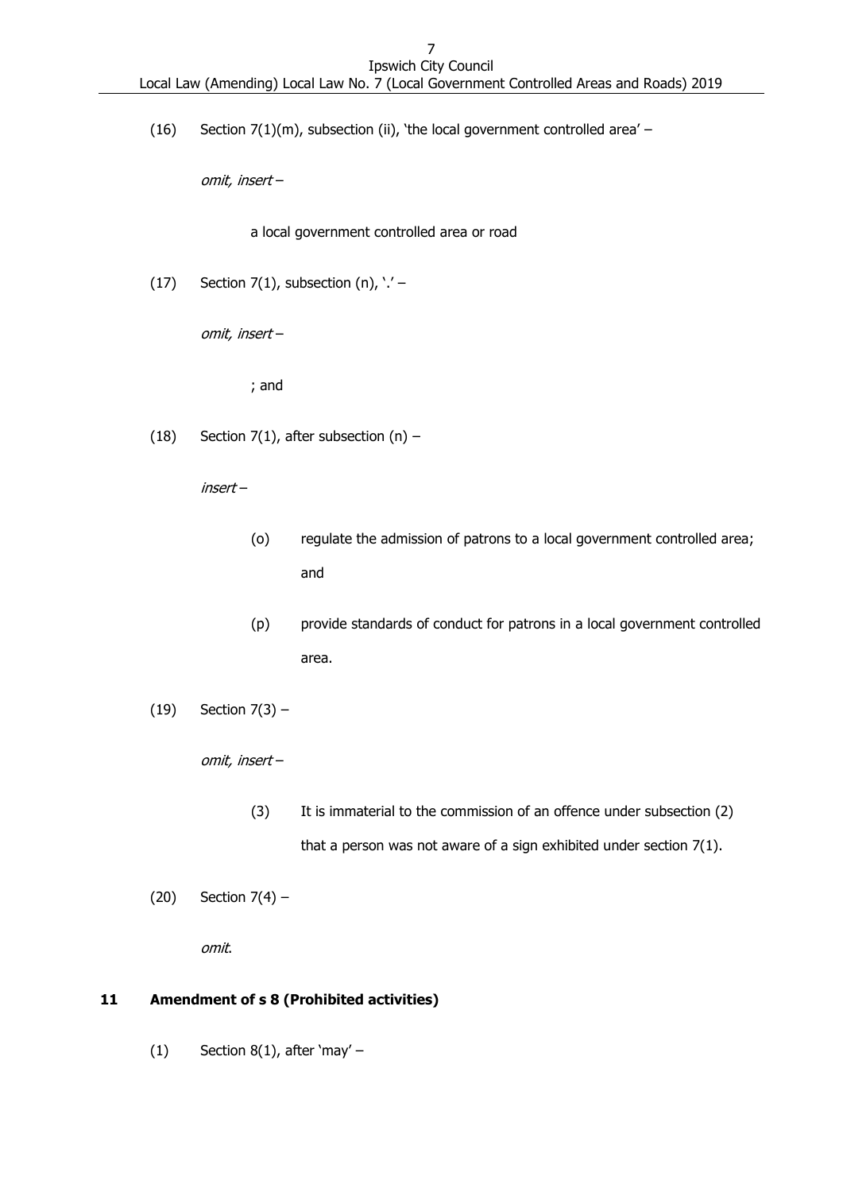(16) Section 7(1)(m), subsection (ii), 'the local government controlled area' –

*omit, insert* –

a local government controlled area or road

(17) Section 7(1), subsection (n), '.' –

*omit, insert* –

; and

(18) Section 7(1), after subsection (n) –

*insert* –

(o) regulate the admission of patrons to a local government controlled area; and

(p) provide standards of conduct for patrons in a local government controlled area.

(19) Section 7(3) –

*omit, insert* –

(3) It is immaterial to the commission of an offence under subsection (2) that a person was not aware of a sign exhibited under section 7(1).

(20) Section 7(4) –

*omit*.

## 11 Amendment of s 8 (Prohibited activities)

(1) Section 8(1), after 'may' –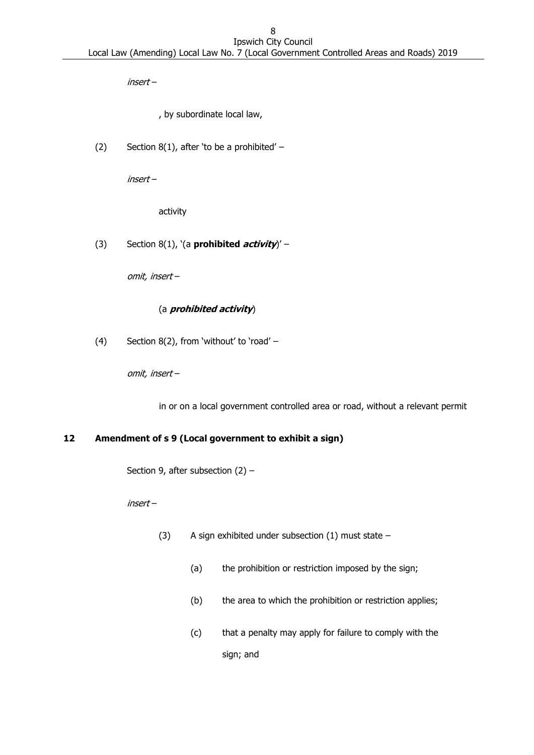*insert* –

, by subordinate local law,

(2) Section 8(1), after 'to be a prohibited' –

*insert* –

activity

(3) Section 8(1), '(a **prohibited *activity***)' –

*omit, insert* –

(a ***prohibited activity***)

(4) Section 8(2), from 'without' to 'road' –

*omit, insert* –

in or on a local government controlled area or road, without a relevant permit

**12 Amendment of s 9 (Local government to exhibit a sign)**

Section 9, after subsection (2) –

*insert* –

(3) A sign exhibited under subsection (1) must state –

(a) the prohibition or restriction imposed by the sign;

(b) the area to which the prohibition or restriction applies;

(c) that a penalty may apply for failure to comply with the sign; and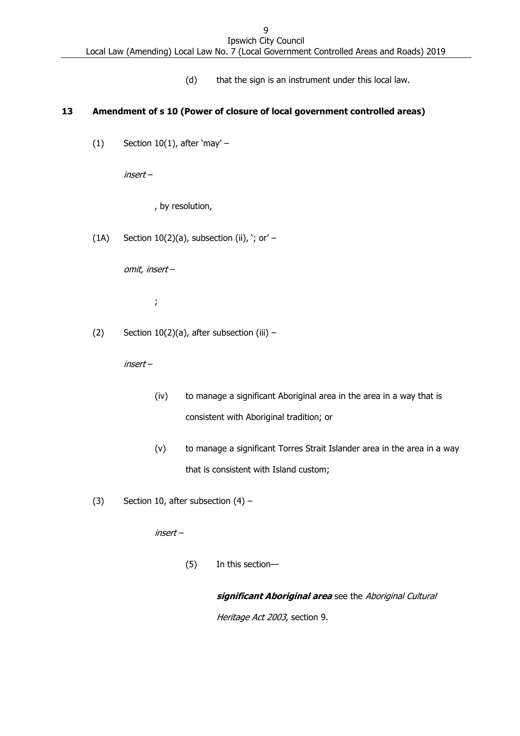(d) that the sign is an instrument under this local law.

## 13 Amendment of s 10 (Power of closure of local government controlled areas)

(1) Section 10(1), after 'may' –

*insert* –

, by resolution,

(1A) Section 10(2)(a), subsection (ii), '; or' –

*omit, insert* –

;

(2) Section 10(2)(a), after subsection (iii) –

*insert* –

(iv) to manage a significant Aboriginal area in the area in a way that is consistent with Aboriginal tradition; or

(v) to manage a significant Torres Strait Islander area in the area in a way that is consistent with Island custom;

(3) Section 10, after subsection (4) –

*insert* –

(5) In this section—

***significant Aboriginal area*** see the *Aboriginal Cultural Heritage Act 2003*, section 9.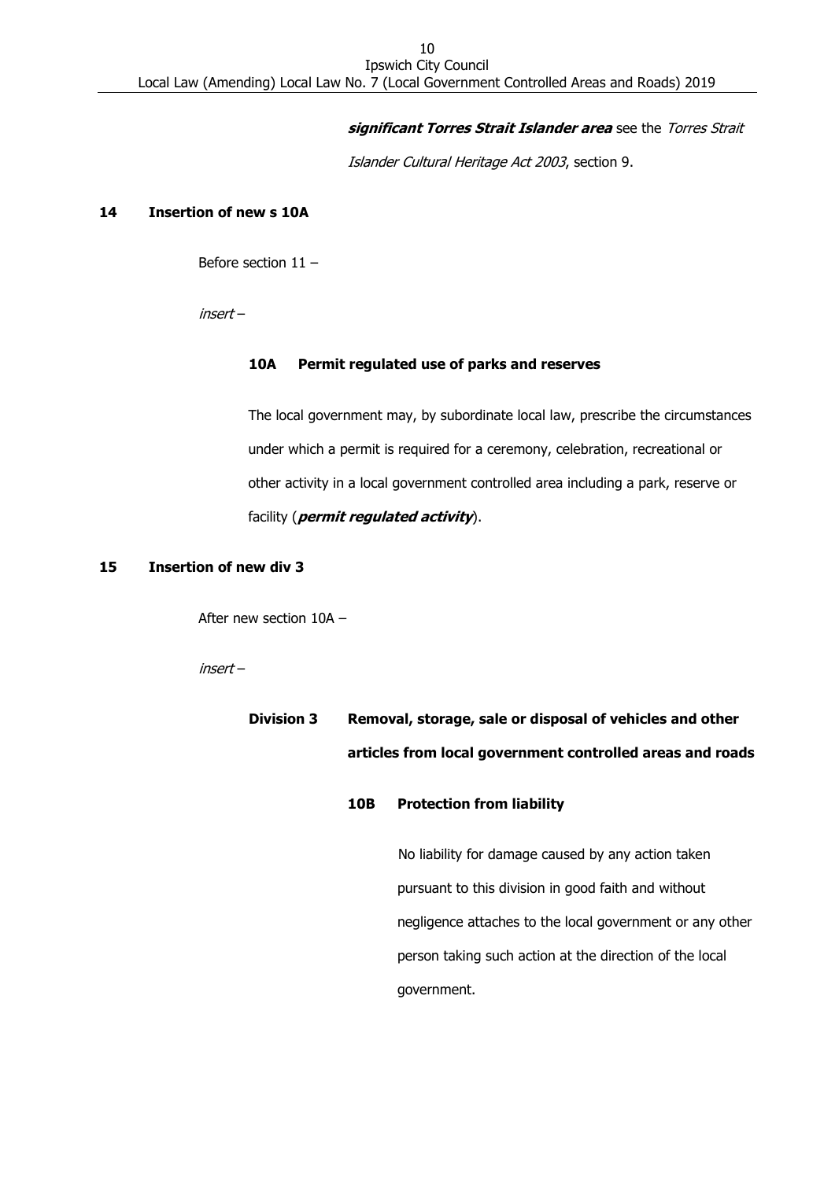***significant Torres Strait Islander area*** see the *Torres Strait Islander Cultural Heritage Act 2003*, section 9.

**14 Insertion of new s 10A**

Before section 11 –

*insert* –

**10A Permit regulated use of parks and reserves**

The local government may, by subordinate local law, prescribe the circumstances under which a permit is required for a ceremony, celebration, recreational or other activity in a local government controlled area including a park, reserve or facility (***permit regulated activity***).

**15 Insertion of new div 3**

After new section 10A –

*insert* –

**Division 3 Removal, storage, sale or disposal of vehicles and other articles from local government controlled areas and roads**

**10B Protection from liability**

No liability for damage caused by any action taken pursuant to this division in good faith and without negligence attaches to the local government or any other person taking such action at the direction of the local government.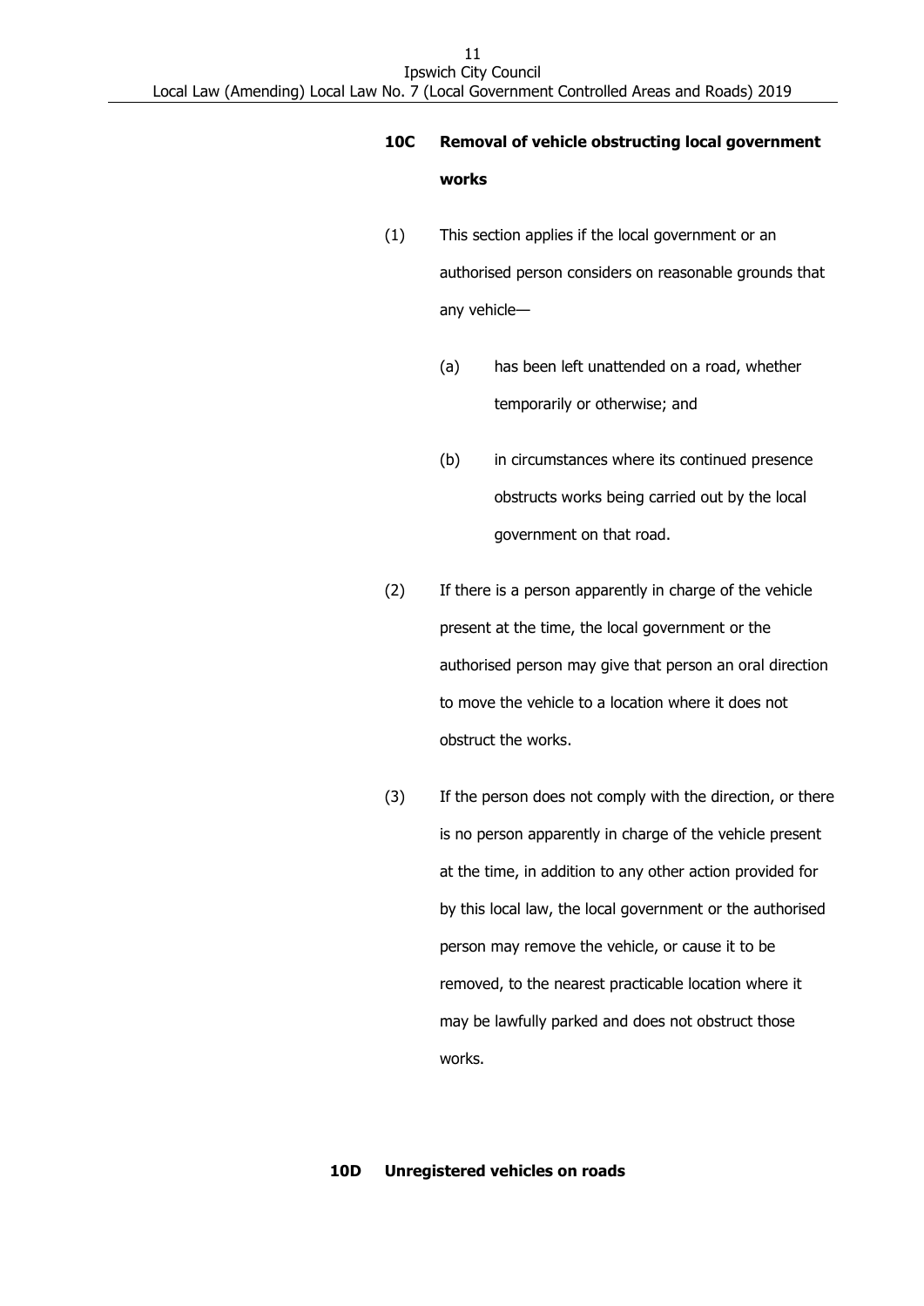**10C Removal of vehicle obstructing local government works**

(1) This section applies if the local government or an authorised person considers on reasonable grounds that any vehicle—

(a) has been left unattended on a road, whether temporarily or otherwise; and

(b) in circumstances where its continued presence obstructs works being carried out by the local government on that road.

(2) If there is a person apparently in charge of the vehicle present at the time, the local government or the authorised person may give that person an oral direction to move the vehicle to a location where it does not obstruct the works.

(3) If the person does not comply with the direction, or there is no person apparently in charge of the vehicle present at the time, in addition to any other action provided for by this local law, the local government or the authorised person may remove the vehicle, or cause it to be removed, to the nearest practicable location where it may be lawfully parked and does not obstruct those works.

**10D Unregistered vehicles on roads**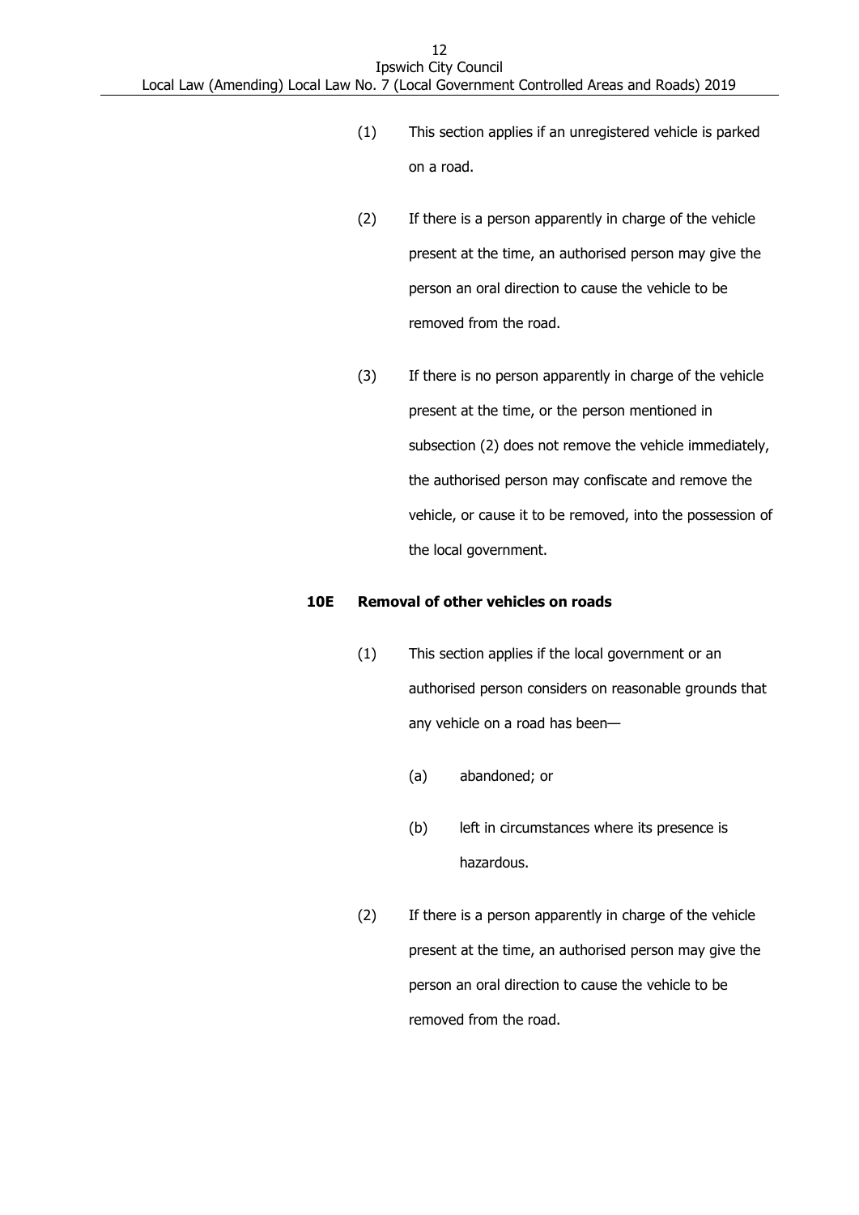(1) This section applies if an unregistered vehicle is parked on a road.

(2) If there is a person apparently in charge of the vehicle present at the time, an authorised person may give the person an oral direction to cause the vehicle to be removed from the road.

(3) If there is no person apparently in charge of the vehicle present at the time, or the person mentioned in subsection (2) does not remove the vehicle immediately, the authorised person may confiscate and remove the vehicle, or cause it to be removed, into the possession of the local government.

**10E Removal of other vehicles on roads**

(1) This section applies if the local government or an authorised person considers on reasonable grounds that any vehicle on a road has been—

(a) abandoned; or

(b) left in circumstances where its presence is hazardous.

(2) If there is a person apparently in charge of the vehicle present at the time, an authorised person may give the person an oral direction to cause the vehicle to be removed from the road.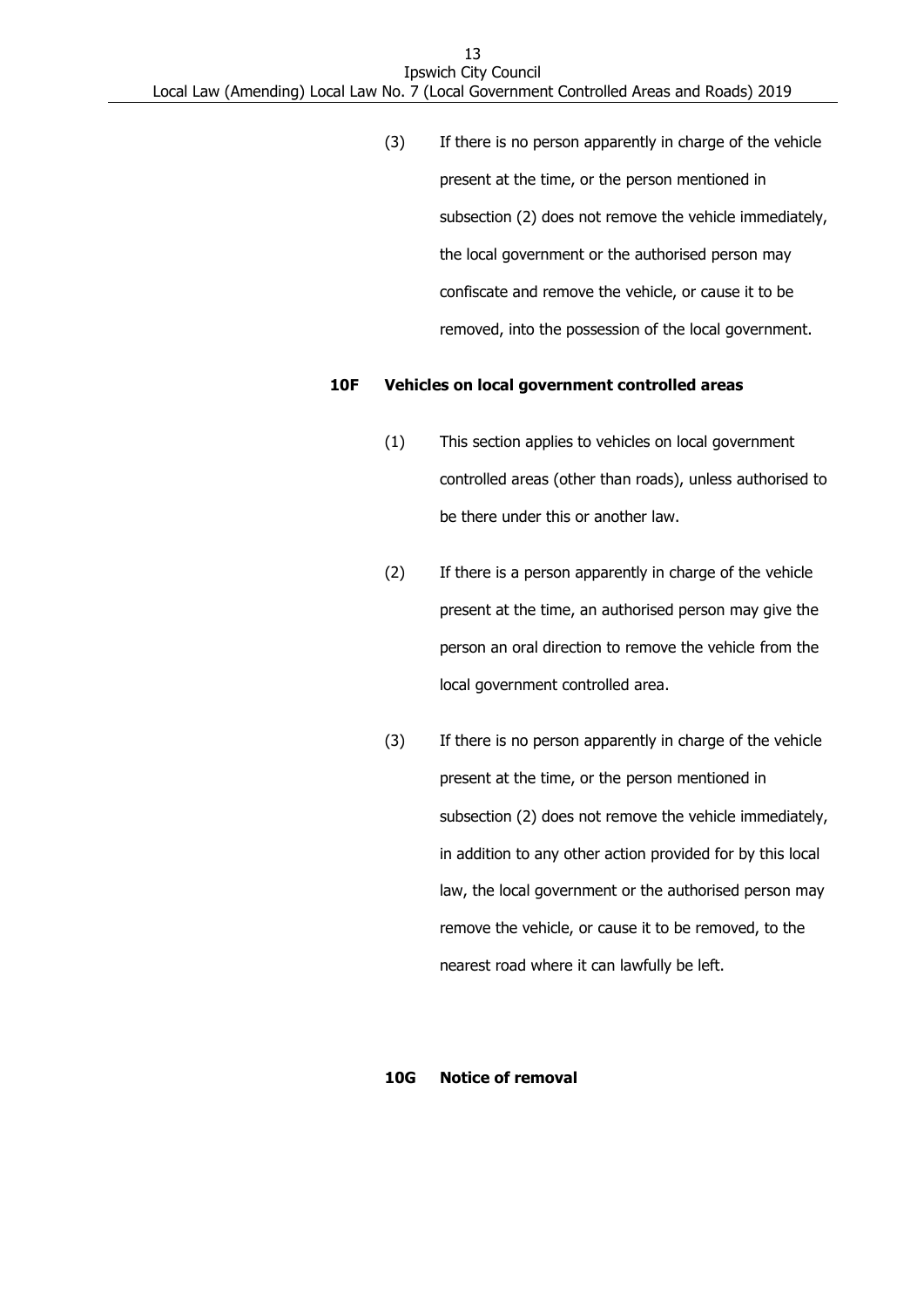(3) If there is no person apparently in charge of the vehicle present at the time, or the person mentioned in subsection (2) does not remove the vehicle immediately, the local government or the authorised person may confiscate and remove the vehicle, or cause it to be removed, into the possession of the local government.

### 10F Vehicles on local government controlled areas

(1) This section applies to vehicles on local government controlled areas (other than roads), unless authorised to be there under this or another law.

(2) If there is a person apparently in charge of the vehicle present at the time, an authorised person may give the person an oral direction to remove the vehicle from the local government controlled area.

(3) If there is no person apparently in charge of the vehicle present at the time, or the person mentioned in subsection (2) does not remove the vehicle immediately, in addition to any other action provided for by this local law, the local government or the authorised person may remove the vehicle, or cause it to be removed, to the nearest road where it can lawfully be left.

### 10G Notice of removal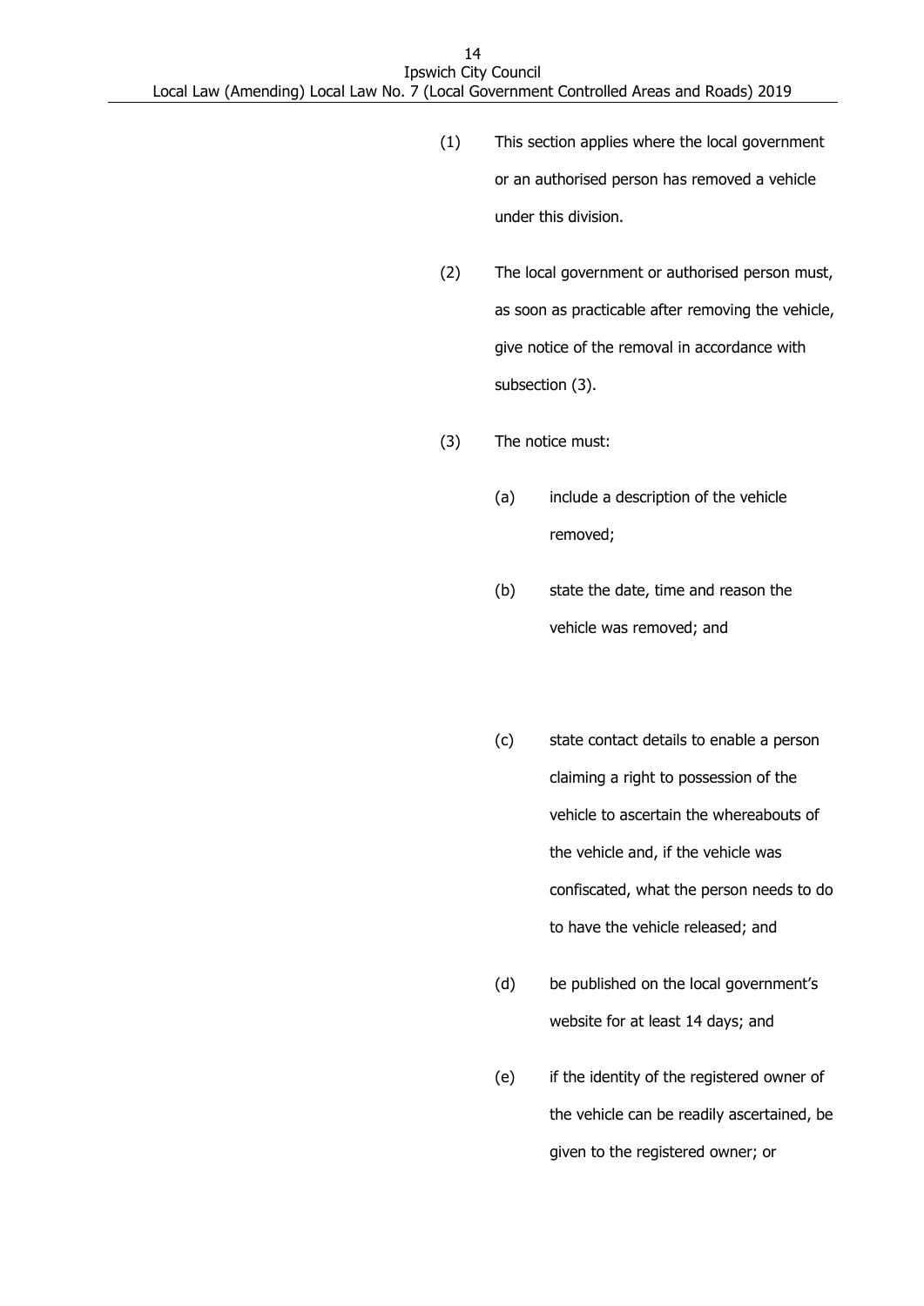(1) This section applies where the local government or an authorised person has removed a vehicle under this division.

(2) The local government or authorised person must, as soon as practicable after removing the vehicle, give notice of the removal in accordance with subsection (3).

(3) The notice must:

(a) include a description of the vehicle removed;

(b) state the date, time and reason the vehicle was removed; and

(c) state contact details to enable a person claiming a right to possession of the vehicle to ascertain the whereabouts of the vehicle and, if the vehicle was confiscated, what the person needs to do to have the vehicle released; and

(d) be published on the local government's website for at least 14 days; and

(e) if the identity of the registered owner of the vehicle can be readily ascertained, be given to the registered owner; or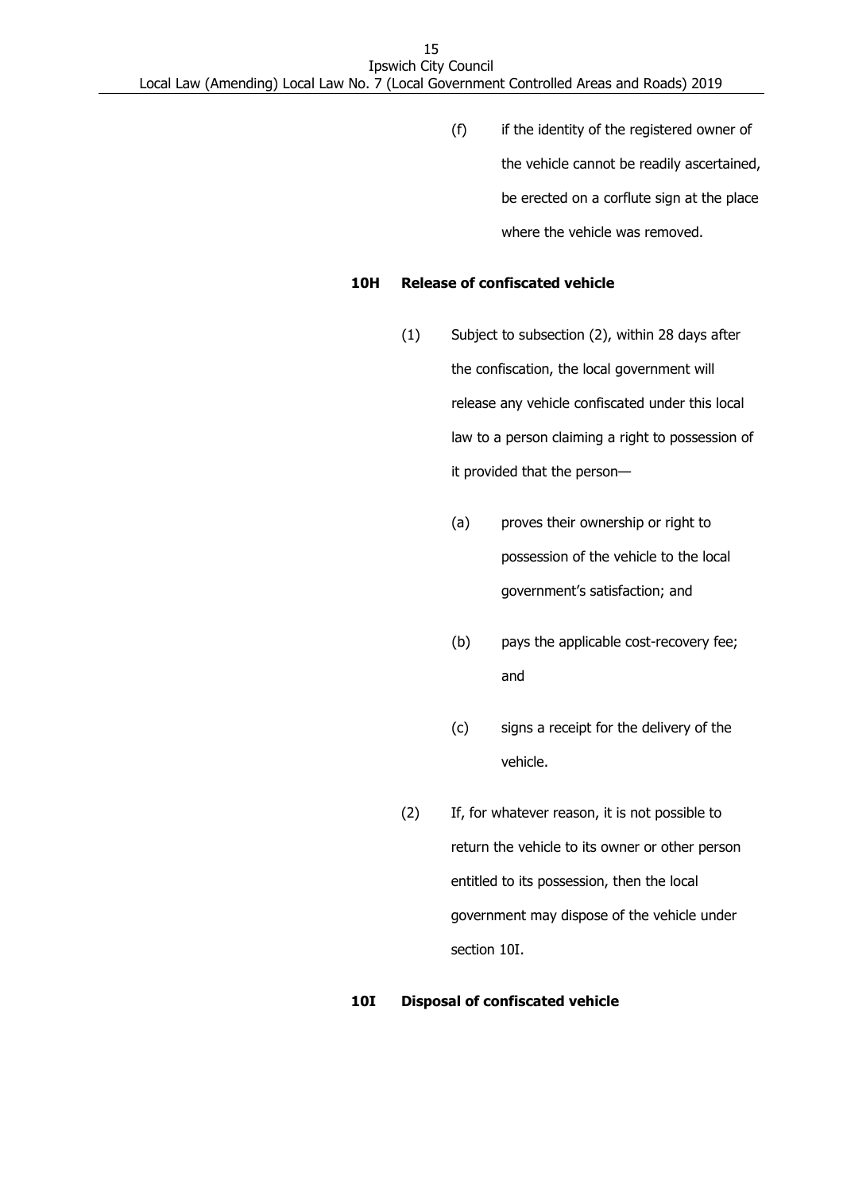(f) if the identity of the registered owner of the vehicle cannot be readily ascertained, be erected on a corflute sign at the place where the vehicle was removed.

**10H Release of confiscated vehicle**

(1) Subject to subsection (2), within 28 days after the confiscation, the local government will release any vehicle confiscated under this local law to a person claiming a right to possession of it provided that the person—

(a) proves their ownership or right to possession of the vehicle to the local government's satisfaction; and

(b) pays the applicable cost-recovery fee; and

(c) signs a receipt for the delivery of the vehicle.

(2) If, for whatever reason, it is not possible to return the vehicle to its owner or other person entitled to its possession, then the local government may dispose of the vehicle under section 10I.

**10I Disposal of confiscated vehicle**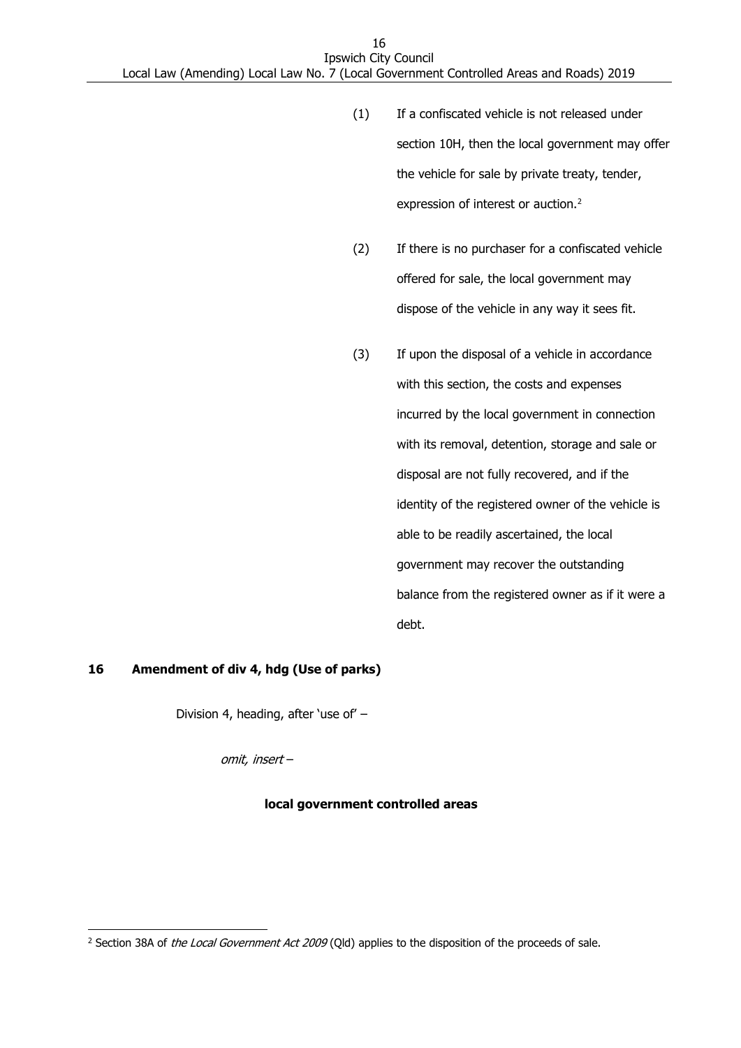(1) If a confiscated vehicle is not released under section 10H, then the local government may offer the vehicle for sale by private treaty, tender, expression of interest or auction.[2]

(2) If there is no purchaser for a confiscated vehicle offered for sale, the local government may dispose of the vehicle in any way it sees fit.

(3) If upon the disposal of a vehicle in accordance with this section, the costs and expenses incurred by the local government in connection with its removal, detention, storage and sale or disposal are not fully recovered, and if the identity of the registered owner of the vehicle is able to be readily ascertained, the local government may recover the outstanding balance from the registered owner as if it were a debt.

## 16 Amendment of div 4, hdg (Use of parks)

Division 4, heading, after 'use of' –

*omit, insert* –

**local government controlled areas**

---

[2] Section 38A of *the Local Government Act 2009* (Qld) applies to the disposition of the proceeds of sale.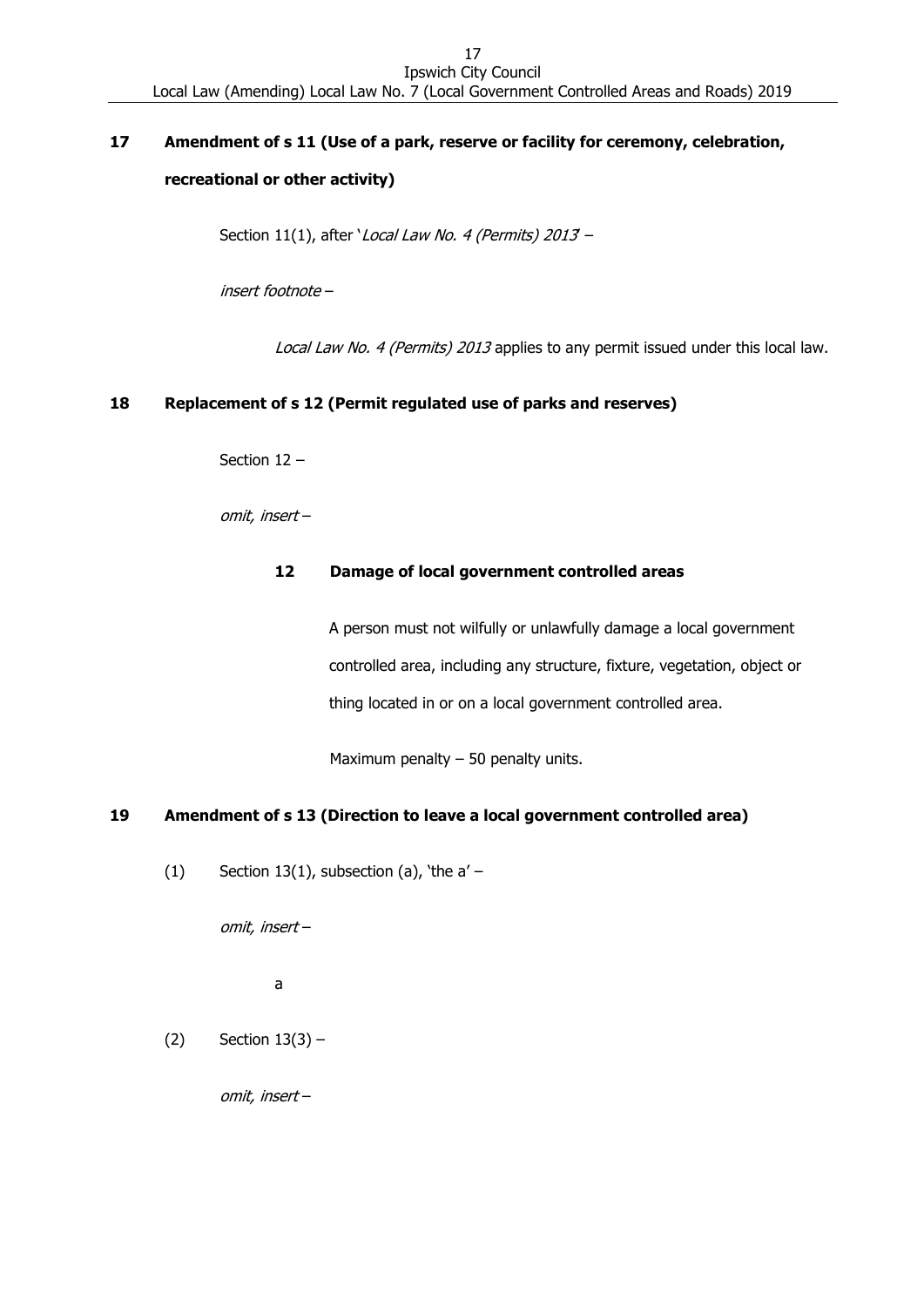**17 Amendment of s 11 (Use of a park, reserve or facility for ceremony, celebration, recreational or other activity)**

Section 11(1), after '*Local Law No. 4 (Permits) 2013*' –

*insert footnote* –

*Local Law No. 4 (Permits) 2013* applies to any permit issued under this local law.

**18 Replacement of s 12 (Permit regulated use of parks and reserves)**

Section 12 –

*omit, insert* –

**12 Damage of local government controlled areas**

A person must not wilfully or unlawfully damage a local government controlled area, including any structure, fixture, vegetation, object or thing located in or on a local government controlled area.

Maximum penalty – 50 penalty units.

**19 Amendment of s 13 (Direction to leave a local government controlled area)**

(1) Section 13(1), subsection (a), 'the a' –

*omit, insert* –

a

(2) Section 13(3) –

*omit, insert* –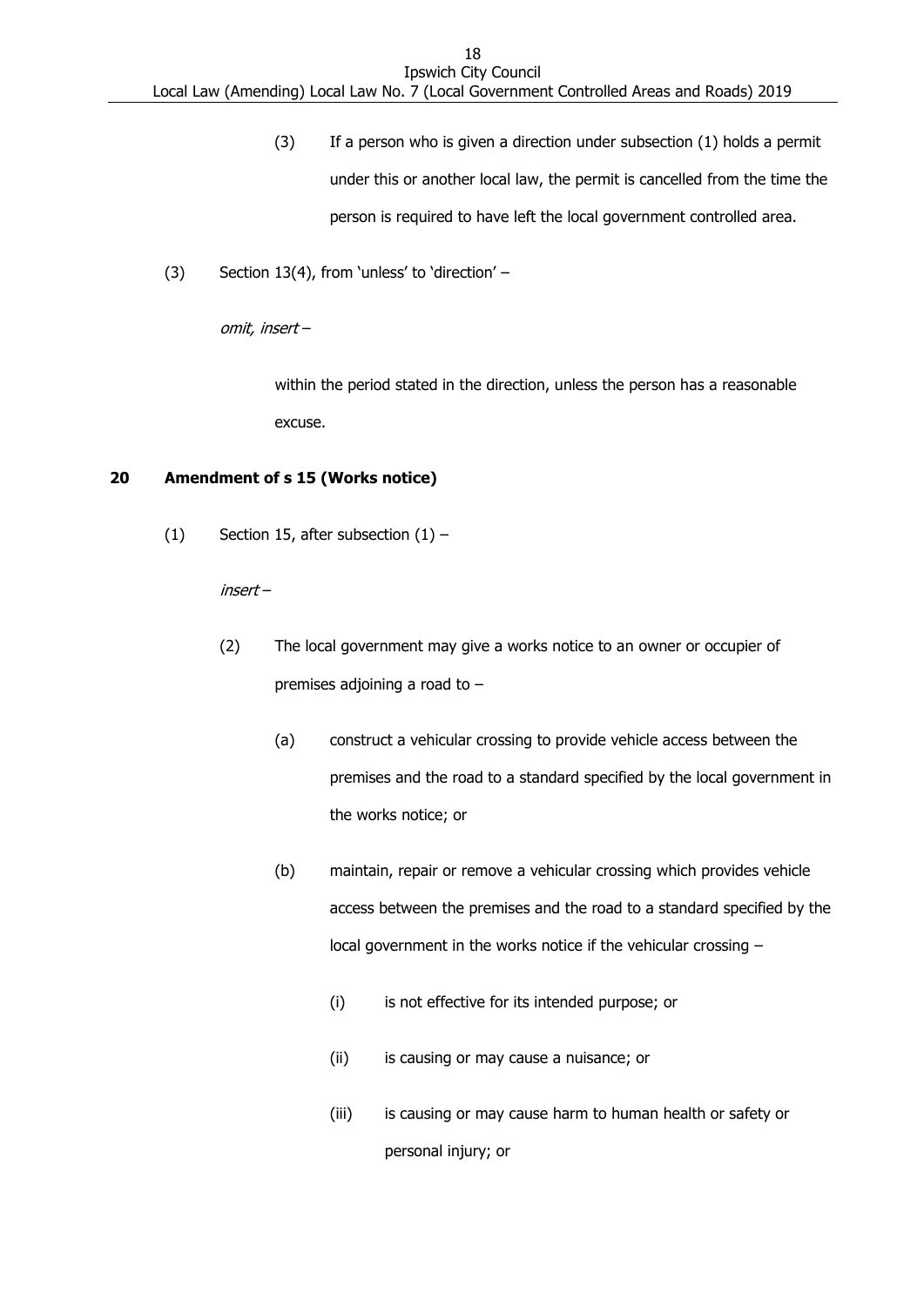(3) If a person who is given a direction under subsection (1) holds a permit under this or another local law, the permit is cancelled from the time the person is required to have left the local government controlled area.

(3) Section 13(4), from 'unless' to 'direction' –

*omit, insert* –

within the period stated in the direction, unless the person has a reasonable excuse.

**20 Amendment of s 15 (Works notice)**

(1) Section 15, after subsection (1) –

*insert* –

(2) The local government may give a works notice to an owner or occupier of premises adjoining a road to –

(a) construct a vehicular crossing to provide vehicle access between the premises and the road to a standard specified by the local government in the works notice; or

(b) maintain, repair or remove a vehicular crossing which provides vehicle access between the premises and the road to a standard specified by the local government in the works notice if the vehicular crossing –

(i) is not effective for its intended purpose; or

(ii) is causing or may cause a nuisance; or

(iii) is causing or may cause harm to human health or safety or personal injury; or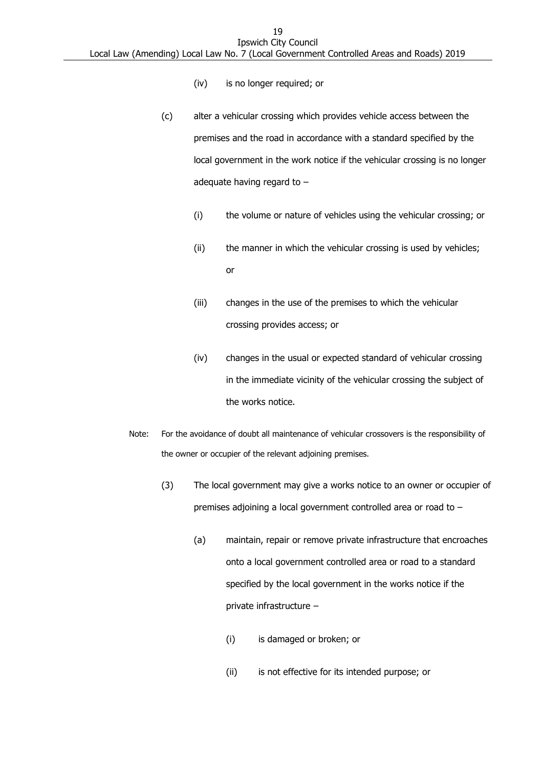(iv) is no longer required; or

(c) alter a vehicular crossing which provides vehicle access between the premises and the road in accordance with a standard specified by the local government in the work notice if the vehicular crossing is no longer adequate having regard to –

(i) the volume or nature of vehicles using the vehicular crossing; or

(ii) the manner in which the vehicular crossing is used by vehicles; or

(iii) changes in the use of the premises to which the vehicular crossing provides access; or

(iv) changes in the usual or expected standard of vehicular crossing in the immediate vicinity of the vehicular crossing the subject of the works notice.

Note: For the avoidance of doubt all maintenance of vehicular crossovers is the responsibility of the owner or occupier of the relevant adjoining premises.

(3) The local government may give a works notice to an owner or occupier of premises adjoining a local government controlled area or road to –

(a) maintain, repair or remove private infrastructure that encroaches onto a local government controlled area or road to a standard specified by the local government in the works notice if the private infrastructure –

(i) is damaged or broken; or

(ii) is not effective for its intended purpose; or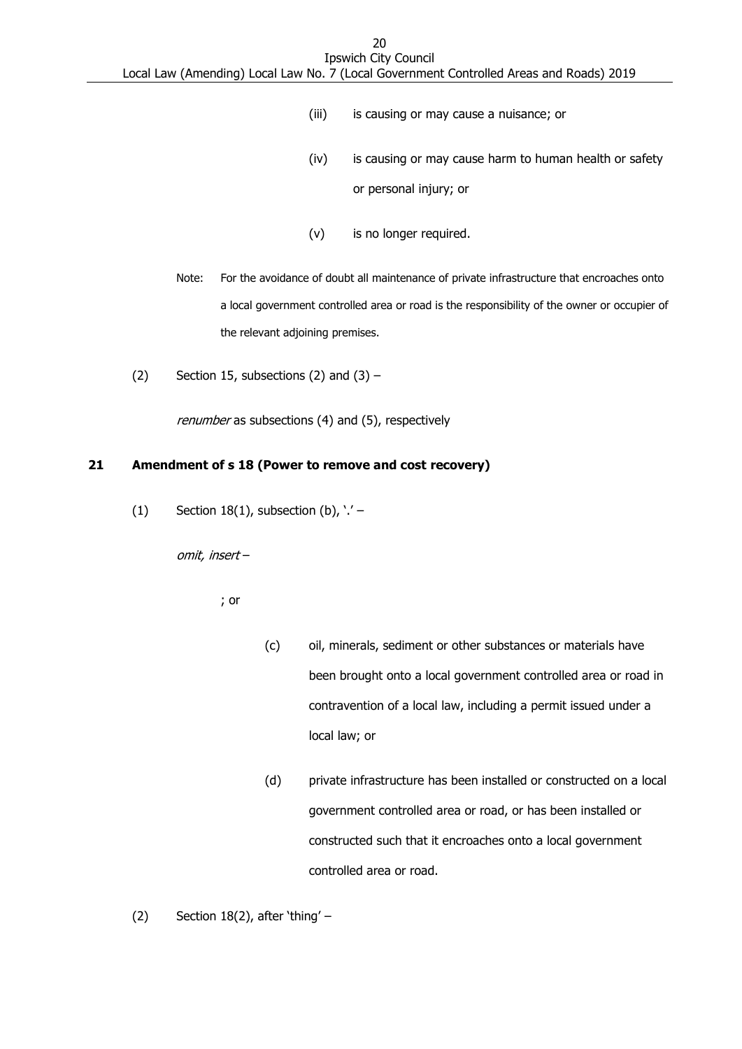(iii) is causing or may cause a nuisance; or

(iv) is causing or may cause harm to human health or safety or personal injury; or

(v) is no longer required.

Note: For the avoidance of doubt all maintenance of private infrastructure that encroaches onto a local government controlled area or road is the responsibility of the owner or occupier of the relevant adjoining premises.

(2) Section 15, subsections (2) and (3) –

*renumber* as subsections (4) and (5), respectively

**21 Amendment of s 18 (Power to remove and cost recovery)**

(1) Section 18(1), subsection (b), '.' –

*omit, insert* –

; or

(c) oil, minerals, sediment or other substances or materials have been brought onto a local government controlled area or road in contravention of a local law, including a permit issued under a local law; or

(d) private infrastructure has been installed or constructed on a local government controlled area or road, or has been installed or constructed such that it encroaches onto a local government controlled area or road.

(2) Section 18(2), after 'thing' –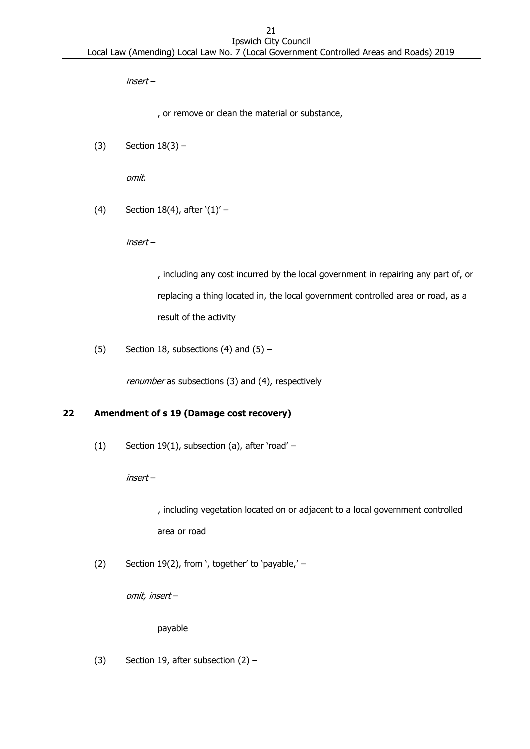*insert* –

> , or remove or clean the material or substance,

(3) Section 18(3) –

*omit*.

(4) Section 18(4), after '(1)' –

*insert* –

> , including any cost incurred by the local government in repairing any part of, or replacing a thing located in, the local government controlled area or road, as a result of the activity

(5) Section 18, subsections (4) and (5) –

*renumber* as subsections (3) and (4), respectively

## 22 Amendment of s 19 (Damage cost recovery)

(1) Section 19(1), subsection (a), after 'road' –

*insert* –

> , including vegetation located on or adjacent to a local government controlled area or road

(2) Section 19(2), from ', together' to 'payable,' –

*omit, insert* –

> payable

(3) Section 19, after subsection (2) –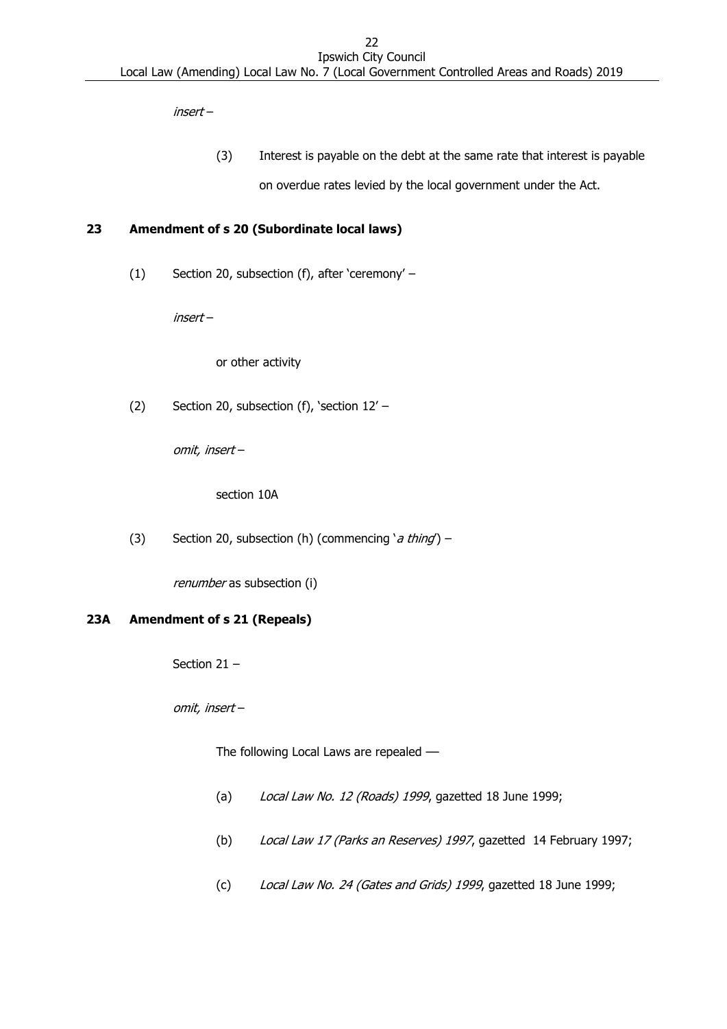*insert* –

(3) Interest is payable on the debt at the same rate that interest is payable on overdue rates levied by the local government under the Act.

## 23 Amendment of s 20 (Subordinate local laws)

(1) Section 20, subsection (f), after 'ceremony' –

*insert* –

or other activity

(2) Section 20, subsection (f), 'section 12' –

*omit, insert* –

section 10A

(3) Section 20, subsection (h) (commencing '*a thing*') –

*renumber* as subsection (i)

## 23A Amendment of s 21 (Repeals)

Section 21 –

*omit, insert* –

The following Local Laws are repealed —

(a) *Local Law No. 12 (Roads) 1999*, gazetted 18 June 1999;

(b) *Local Law 17 (Parks an Reserves) 1997*, gazetted 14 February 1997;

(c) *Local Law No. 24 (Gates and Grids) 1999*, gazetted 18 June 1999;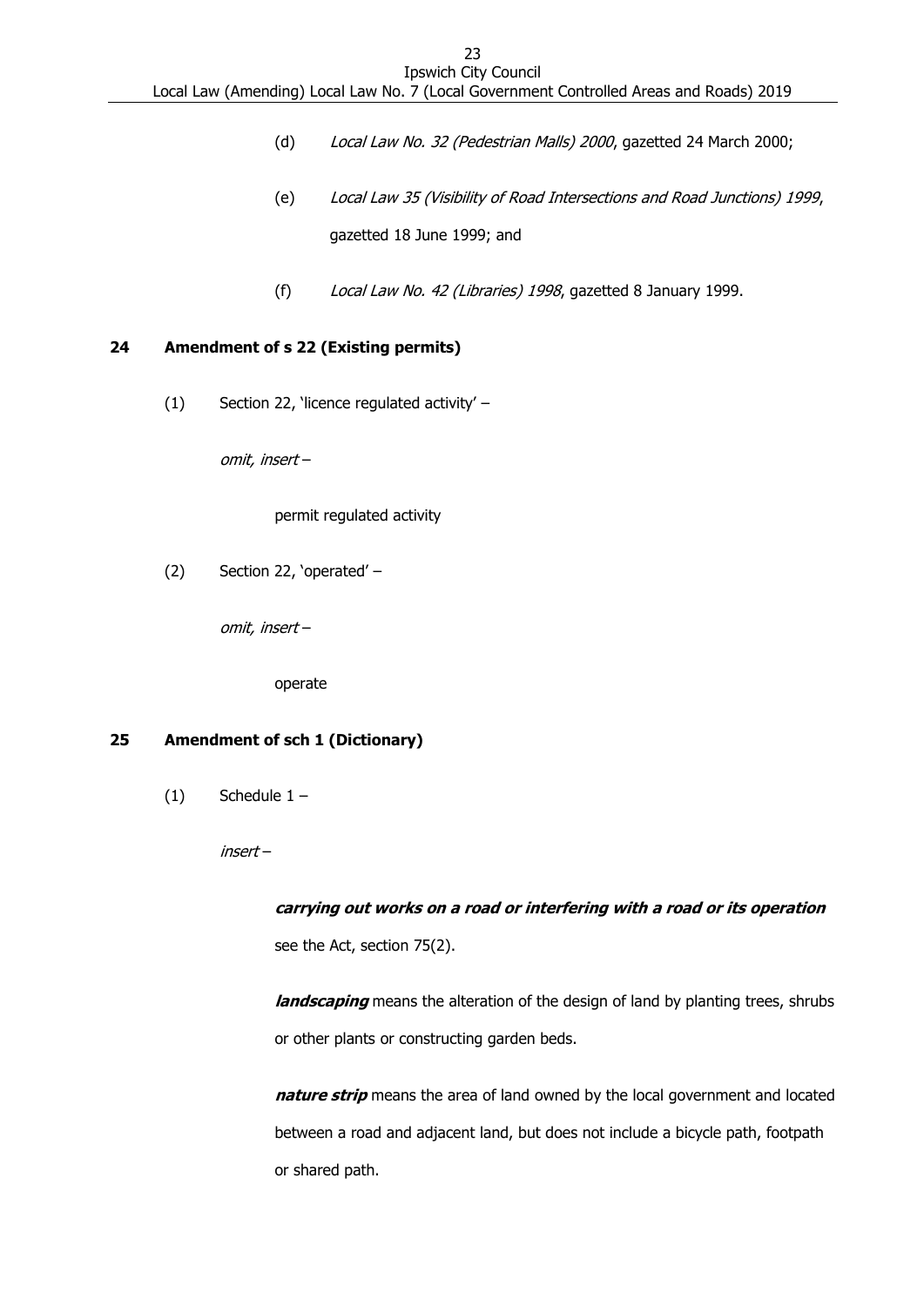(d) *Local Law No. 32 (Pedestrian Malls) 2000*, gazetted 24 March 2000;

(e) *Local Law 35 (Visibility of Road Intersections and Road Junctions) 1999*, gazetted 18 June 1999; and

(f) *Local Law No. 42 (Libraries) 1998*, gazetted 8 January 1999.

## 24 Amendment of s 22 (Existing permits)

(1) Section 22, 'licence regulated activity' –

*omit, insert* –

permit regulated activity

(2) Section 22, 'operated' –

*omit, insert* –

operate

## 25 Amendment of sch 1 (Dictionary)

(1) Schedule 1 –

*insert* –

***carrying out works on a road or interfering with a road or its operation*** see the Act, section 75(2).

***landscaping*** means the alteration of the design of land by planting trees, shrubs or other plants or constructing garden beds.

***nature strip*** means the area of land owned by the local government and located between a road and adjacent land, but does not include a bicycle path, footpath or shared path.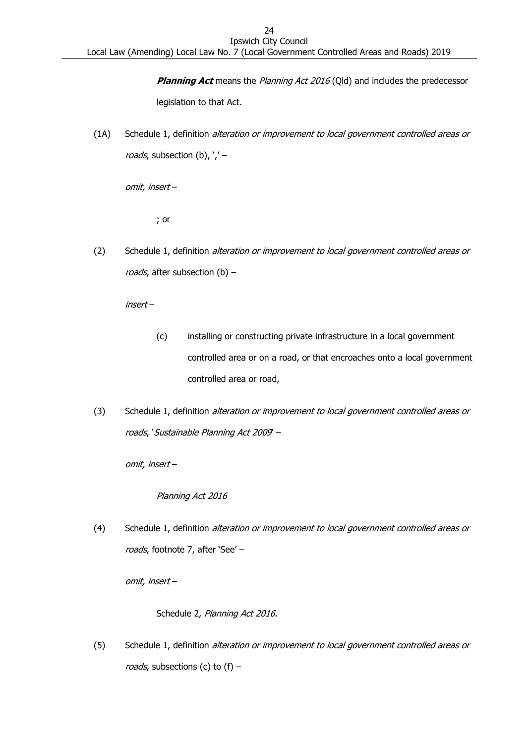***Planning Act*** means the *Planning Act 2016* (Qld) and includes the predecessor legislation to that Act.

(1A) Schedule 1, definition *alteration or improvement to local government controlled areas or roads*, subsection (b), ',' –

*omit, insert* –

; or

(2) Schedule 1, definition *alteration or improvement to local government controlled areas or roads*, after subsection (b) –

*insert* –

(c) installing or constructing private infrastructure in a local government controlled area or on a road, or that encroaches onto a local government controlled area or road,

(3) Schedule 1, definition *alteration or improvement to local government controlled areas or roads*, '*Sustainable Planning Act 2009*' –

*omit, insert* –

*Planning Act 2016*

(4) Schedule 1, definition *alteration or improvement to local government controlled areas or roads*, footnote 7, after 'See' –

*omit, insert* –

Schedule 2, *Planning Act 2016*.

(5) Schedule 1, definition *alteration or improvement to local government controlled areas or roads*, subsections (c) to (f) –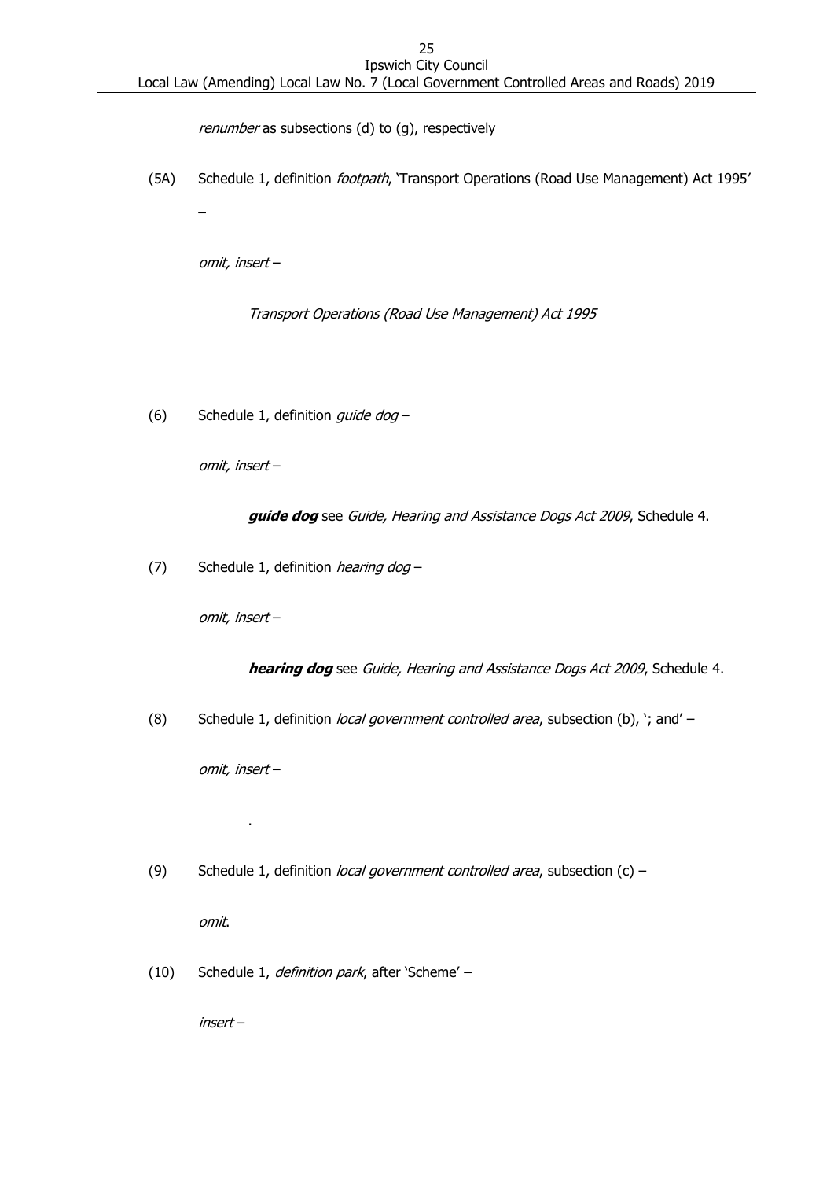*renumber* as subsections (d) to (g), respectively

(5A) Schedule 1, definition *footpath*, 'Transport Operations (Road Use Management) Act 1995' –

*omit, insert* –

*Transport Operations (Road Use Management) Act 1995*

(6) Schedule 1, definition *guide dog* –

*omit, insert* –

***guide dog*** see *Guide, Hearing and Assistance Dogs Act 2009*, Schedule 4.

(7) Schedule 1, definition *hearing dog* –

*omit, insert* –

***hearing dog*** see *Guide, Hearing and Assistance Dogs Act 2009*, Schedule 4.

(8) Schedule 1, definition *local government controlled area*, subsection (b), '; and' –

*omit, insert* –

.

(9) Schedule 1, definition *local government controlled area*, subsection (c) –

*omit*.

(10) Schedule 1, *definition park*, after 'Scheme' –

*insert* –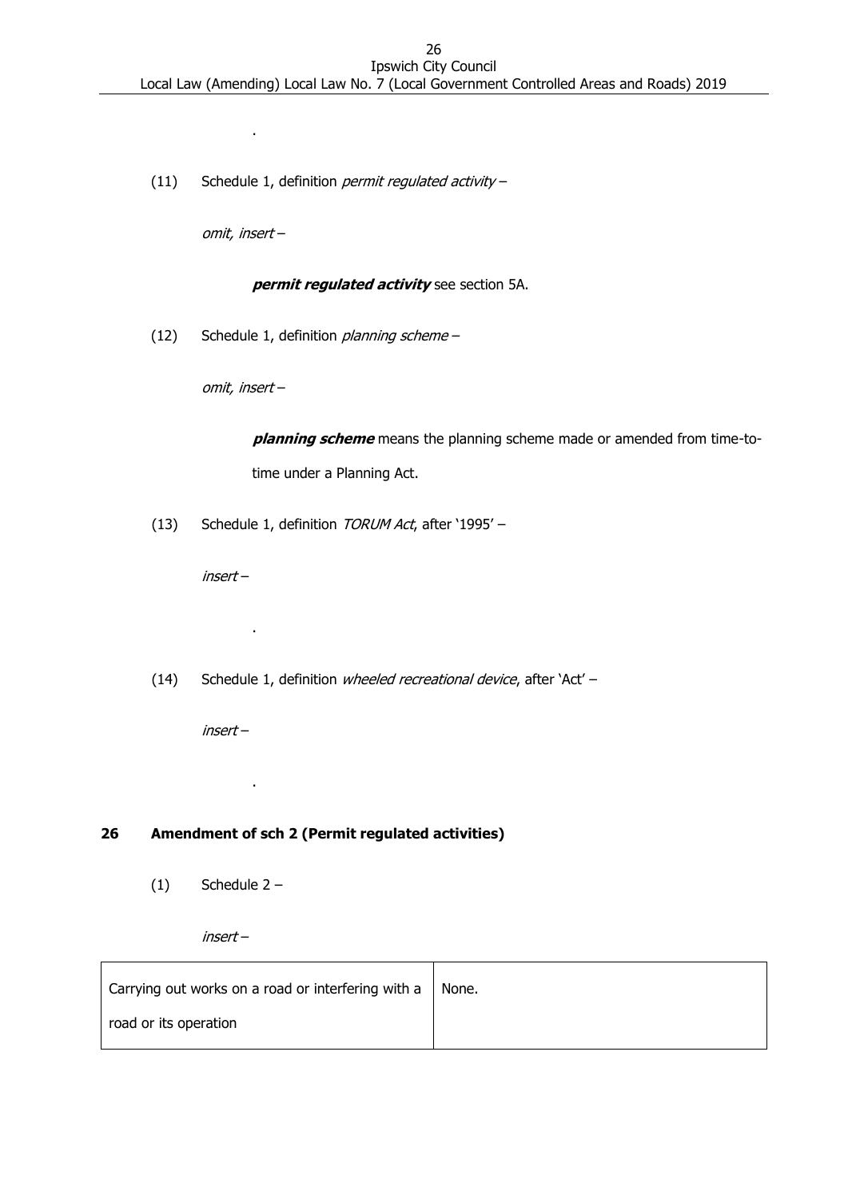.

(11) Schedule 1, definition *permit regulated activity* –

*omit, insert* –

***permit regulated activity*** see section 5A.

(12) Schedule 1, definition *planning scheme* –

*omit, insert* –

***planning scheme*** means the planning scheme made or amended from time-to-time under a Planning Act.

(13) Schedule 1, definition *TORUM Act*, after '1995' –

*insert* –

.

(14) Schedule 1, definition *wheeled recreational device*, after 'Act' –

*insert* –

.

## 26 Amendment of sch 2 (Permit regulated activities)

(1) Schedule 2 –

*insert* –

| | |
|---|---|
| Carrying out works on a road or interfering with a road or its operation | None. |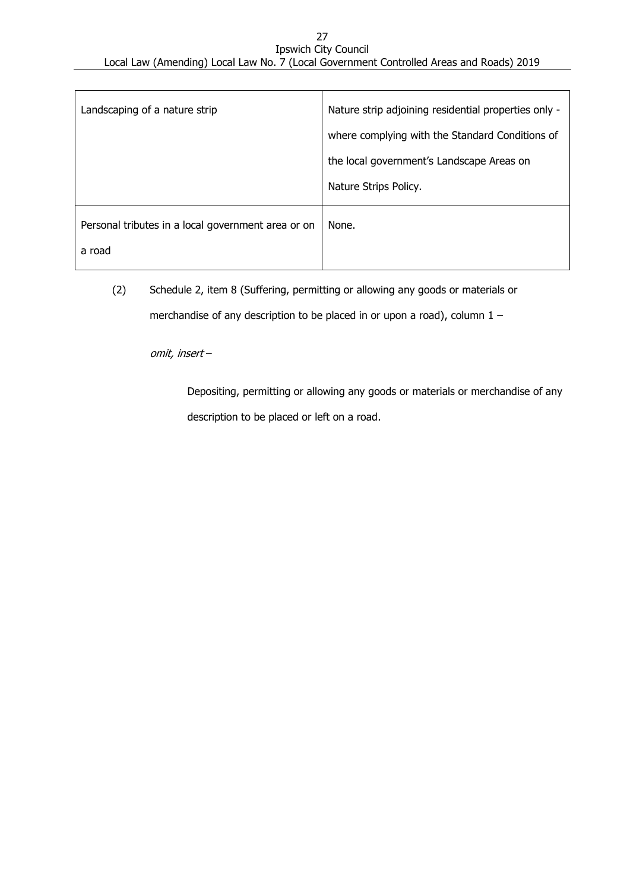| | |
|---|---|
| Landscaping of a nature strip | Nature strip adjoining residential properties only - where complying with the Standard Conditions of the local government's Landscape Areas on Nature Strips Policy. |
| Personal tributes in a local government area or on a road | None. |

(2) Schedule 2, item 8 (Suffering, permitting or allowing any goods or materials or merchandise of any description to be placed in or upon a road), column 1 –

*omit, insert* –

Depositing, permitting or allowing any goods or materials or merchandise of any description to be placed or left on a road.